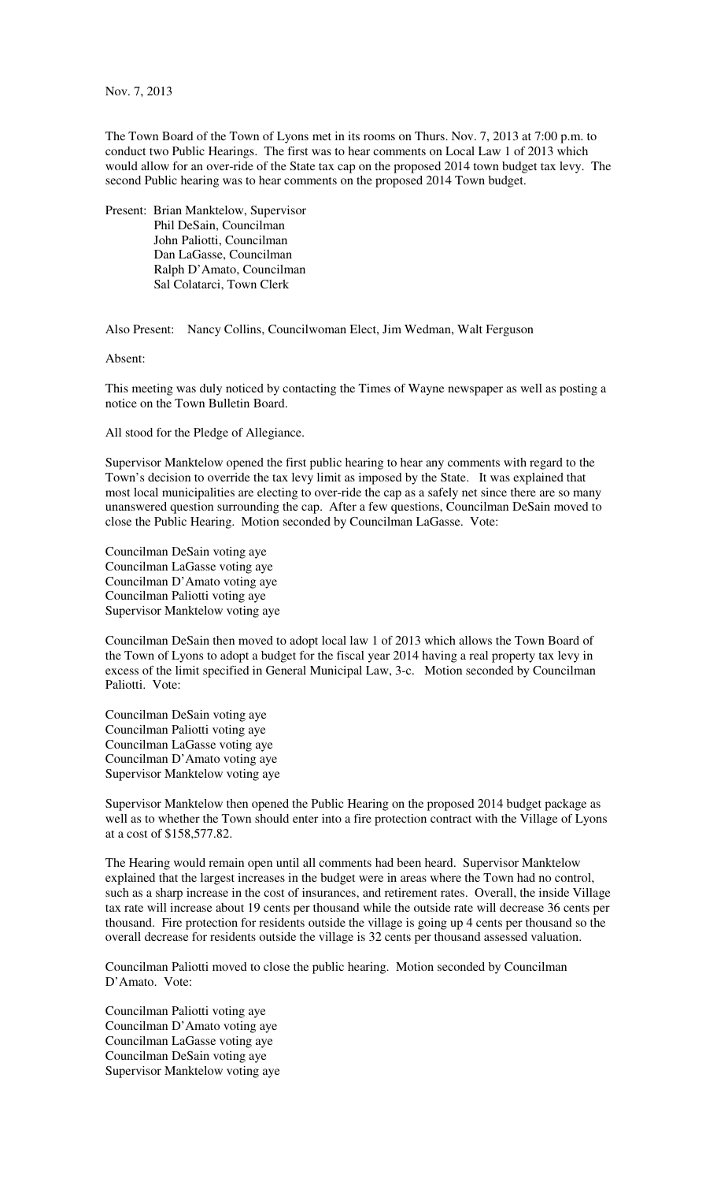Nov. 7, 2013

The Town Board of the Town of Lyons met in its rooms on Thurs. Nov. 7, 2013 at 7:00 p.m. to conduct two Public Hearings. The first was to hear comments on Local Law 1 of 2013 which would allow for an over-ride of the State tax cap on the proposed 2014 town budget tax levy. The second Public hearing was to hear comments on the proposed 2014 Town budget.

Present: Brian Manktelow, Supervisor
Phil DeSain, Councilman
John Paliotti, Councilman
Dan LaGasse, Councilman
Ralph D'Amato, Councilman
Sal Colatarci, Town Clerk

Also Present: Nancy Collins, Councilwoman Elect, Jim Wedman, Walt Ferguson

Absent:

This meeting was duly noticed by contacting the Times of Wayne newspaper as well as posting a notice on the Town Bulletin Board.

All stood for the Pledge of Allegiance.

Supervisor Manktelow opened the first public hearing to hear any comments with regard to the Town's decision to override the tax levy limit as imposed by the State. It was explained that most local municipalities are electing to over-ride the cap as a safely net since there are so many unanswered question surrounding the cap. After a few questions, Councilman DeSain moved to close the Public Hearing. Motion seconded by Councilman LaGasse. Vote:

Councilman DeSain voting aye
Councilman LaGasse voting aye
Councilman D'Amato voting aye
Councilman Paliotti voting aye
Supervisor Manktelow voting aye

Councilman DeSain then moved to adopt local law 1 of 2013 which allows the Town Board of the Town of Lyons to adopt a budget for the fiscal year 2014 having a real property tax levy in excess of the limit specified in General Municipal Law, 3-c. Motion seconded by Councilman Paliotti. Vote:

Councilman DeSain voting aye
Councilman Paliotti voting aye
Councilman LaGasse voting aye
Councilman D'Amato voting aye
Supervisor Manktelow voting aye

Supervisor Manktelow then opened the Public Hearing on the proposed 2014 budget package as well as to whether the Town should enter into a fire protection contract with the Village of Lyons at a cost of $158,577.82.

The Hearing would remain open until all comments had been heard. Supervisor Manktelow explained that the largest increases in the budget were in areas where the Town had no control, such as a sharp increase in the cost of insurances, and retirement rates. Overall, the inside Village tax rate will increase about 19 cents per thousand while the outside rate will decrease 36 cents per thousand. Fire protection for residents outside the village is going up 4 cents per thousand so the overall decrease for residents outside the village is 32 cents per thousand assessed valuation.

Councilman Paliotti moved to close the public hearing. Motion seconded by Councilman D'Amato. Vote:

Councilman Paliotti voting aye
Councilman D'Amato voting aye
Councilman LaGasse voting aye
Councilman DeSain voting aye
Supervisor Manktelow voting aye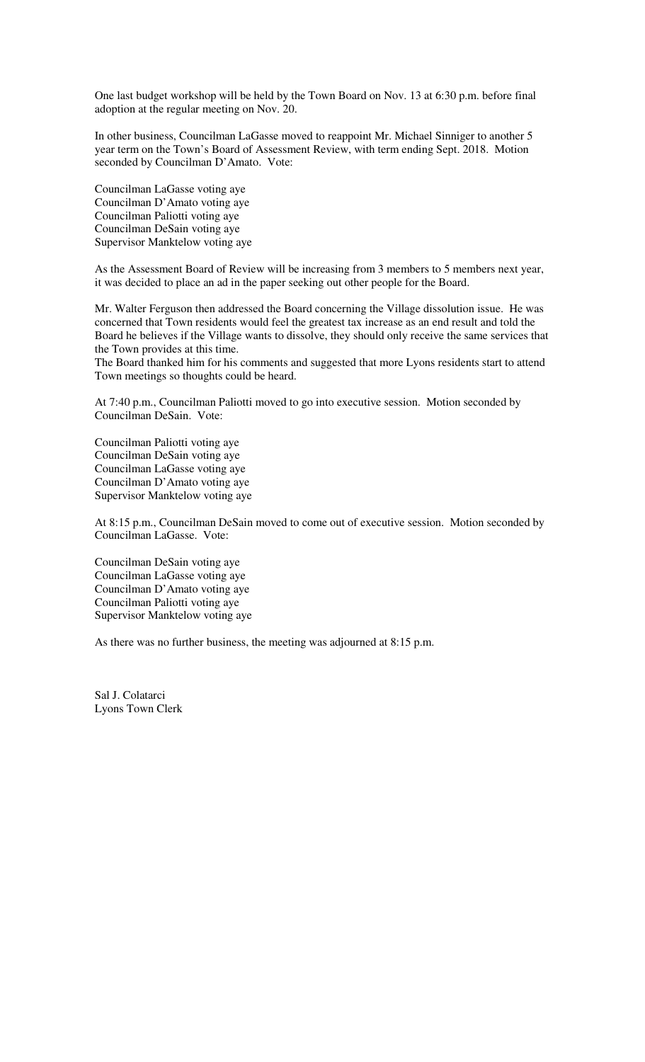One last budget workshop will be held by the Town Board on Nov. 13 at 6:30 p.m. before final adoption at the regular meeting on Nov. 20.

In other business, Councilman LaGasse moved to reappoint Mr. Michael Sinniger to another 5 year term on the Town's Board of Assessment Review, with term ending Sept. 2018. Motion seconded by Councilman D'Amato. Vote:

Councilman LaGasse voting aye
Councilman D'Amato voting aye
Councilman Paliotti voting aye
Councilman DeSain voting aye
Supervisor Manktelow voting aye

As the Assessment Board of Review will be increasing from 3 members to 5 members next year, it was decided to place an ad in the paper seeking out other people for the Board.

Mr. Walter Ferguson then addressed the Board concerning the Village dissolution issue. He was concerned that Town residents would feel the greatest tax increase as an end result and told the Board he believes if the Village wants to dissolve, they should only receive the same services that the Town provides at this time.
The Board thanked him for his comments and suggested that more Lyons residents start to attend Town meetings so thoughts could be heard.

At 7:40 p.m., Councilman Paliotti moved to go into executive session. Motion seconded by Councilman DeSain. Vote:

Councilman Paliotti voting aye
Councilman DeSain voting aye
Councilman LaGasse voting aye
Councilman D'Amato voting aye
Supervisor Manktelow voting aye

At 8:15 p.m., Councilman DeSain moved to come out of executive session. Motion seconded by Councilman LaGasse. Vote:

Councilman DeSain voting aye
Councilman LaGasse voting aye
Councilman D'Amato voting aye
Councilman Paliotti voting aye
Supervisor Manktelow voting aye

As there was no further business, the meeting was adjourned at 8:15 p.m.

Sal J. Colatarci
Lyons Town Clerk